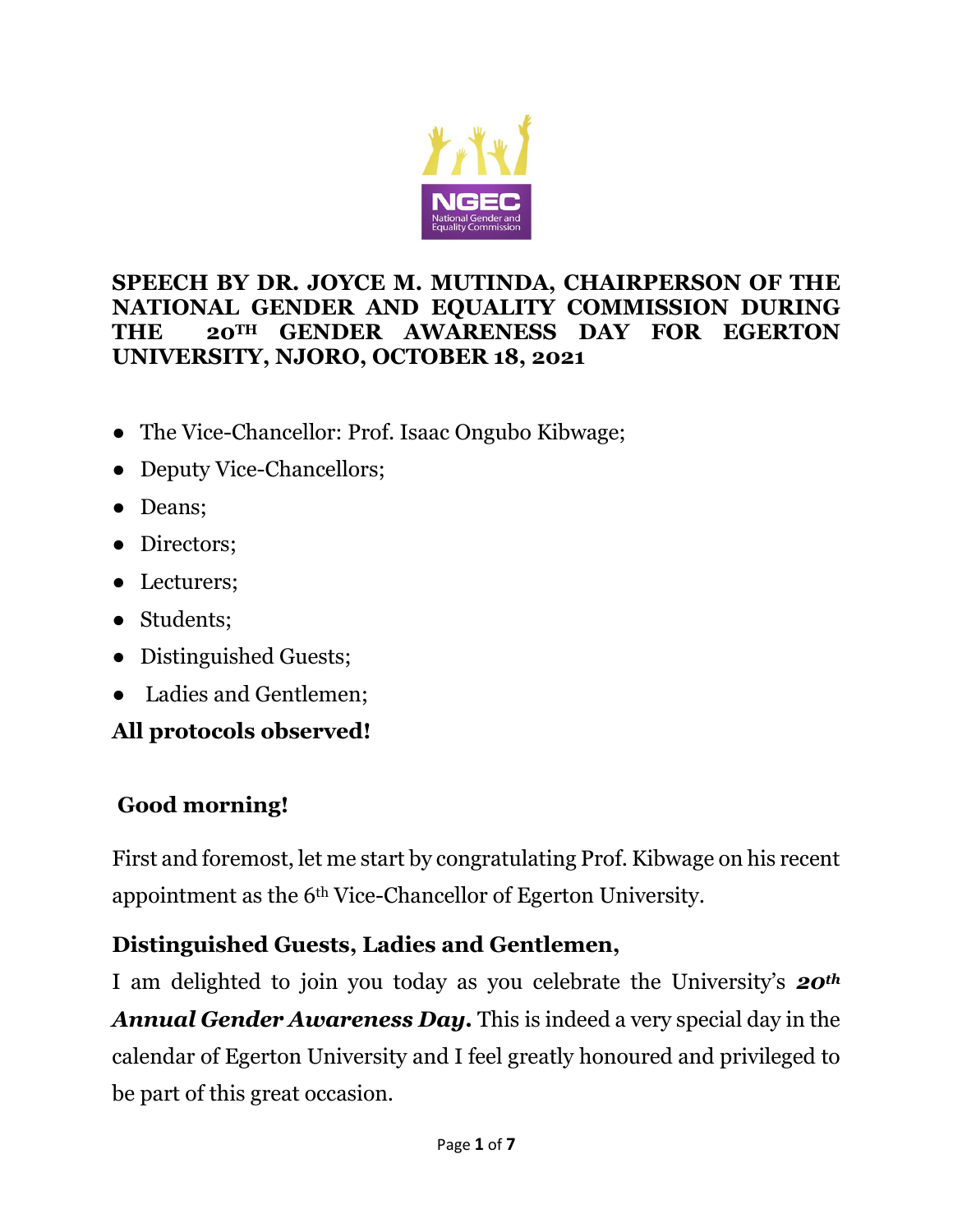**SPEECH BY DR. JOYCE M. MUTINDA, CHAIRPERSON OF THE NATIONAL GENDER AND EQUALITY COMMISSION DURING THE 20TH GENDER AWARENESS DAY FOR EGERTON UNIVERSITY, NJORO, OCTOBER 18, 2021**

- The Vice-Chancellor: Prof. Isaac Ongubo Kibwage;
- Deputy Vice-Chancellors;
- Deans;
- Directors;
- Lecturers;
- Students;
- Distinguished Guests;
- Ladies and Gentlemen;

**All protocols observed!**

**Good morning!**

First and foremost, let me start by congratulating Prof. Kibwage on his recent appointment as the 6th Vice-Chancellor of Egerton University.

**Distinguished Guests, Ladies and Gentlemen,**

I am delighted to join you today as you celebrate the University's ***20th Annual Gender Awareness Day.*** This is indeed a very special day in the calendar of Egerton University and I feel greatly honoured and privileged to be part of this great occasion.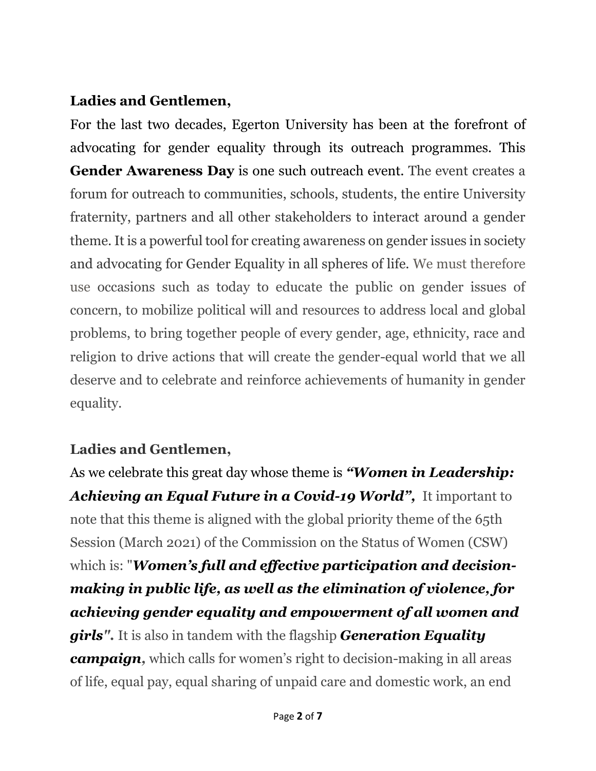**Ladies and Gentlemen,**

For the last two decades, Egerton University has been at the forefront of advocating for gender equality through its outreach programmes. This **Gender Awareness Day** is one such outreach event. The event creates a forum for outreach to communities, schools, students, the entire University fraternity, partners and all other stakeholders to interact around a gender theme. It is a powerful tool for creating awareness on gender issues in society and advocating for Gender Equality in all spheres of life. We must therefore use occasions such as today to educate the public on gender issues of concern, to mobilize political will and resources to address local and global problems, to bring together people of every gender, age, ethnicity, race and religion to drive actions that will create the gender-equal world that we all deserve and to celebrate and reinforce achievements of humanity in gender equality.

**Ladies and Gentlemen,**

As we celebrate this great day whose theme is ***"Women in Leadership: Achieving an Equal Future in a Covid-19 World",*** It important to note that this theme is aligned with the global priority theme of the 65th Session (March 2021) of the Commission on the Status of Women (CSW) which is: "***Women's full and effective participation and decision-making in public life, as well as the elimination of violence, for achieving gender equality and empowerment of all women and girls".*** It is also in tandem with the flagship ***Generation Equality campaign,*** which calls for women's right to decision-making in all areas of life, equal pay, equal sharing of unpaid care and domestic work, an end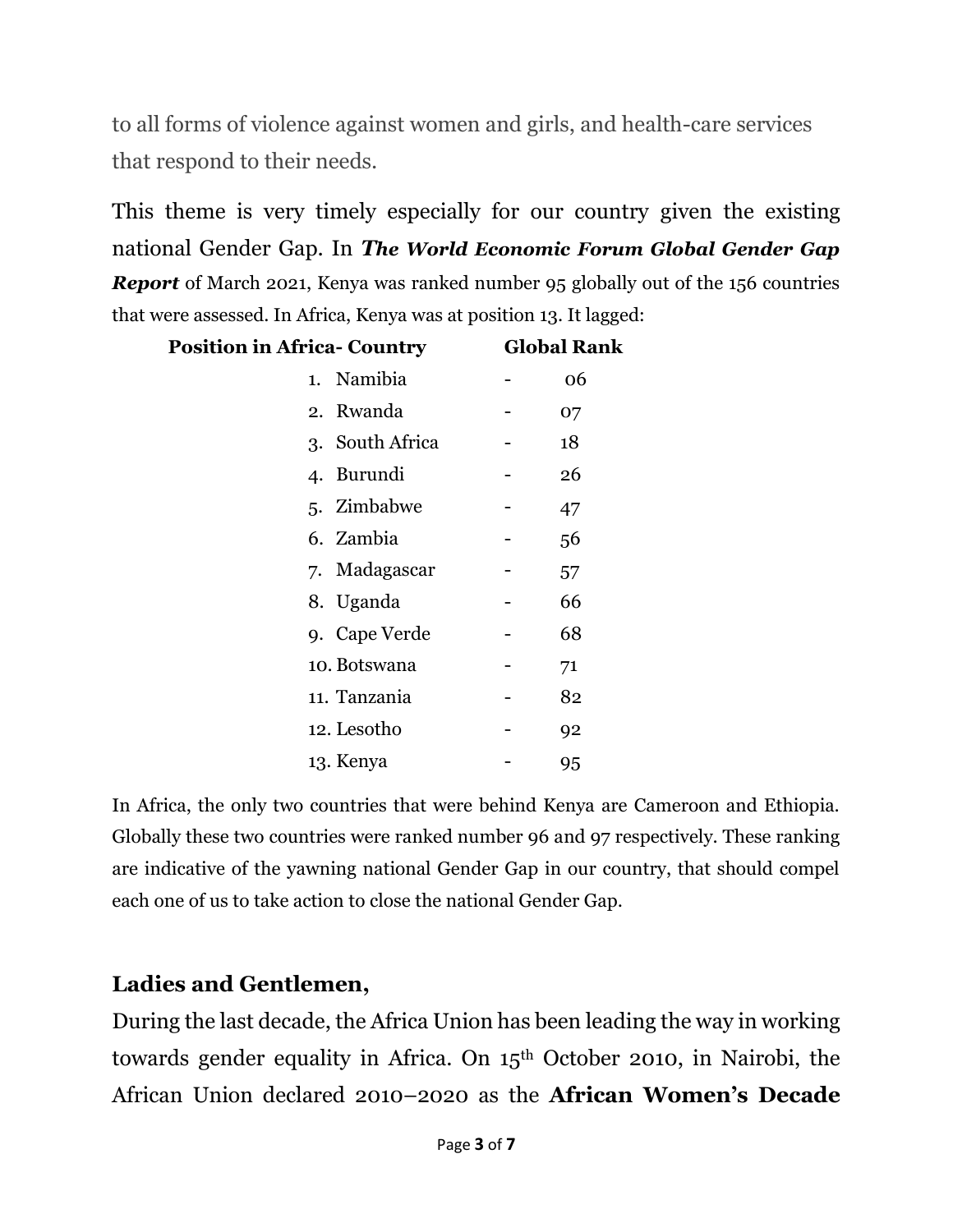to all forms of violence against women and girls, and health-care services that respond to their needs.

This theme is very timely especially for our country given the existing national Gender Gap. In ***The World Economic Forum Global Gender Gap Report*** of March 2021, Kenya was ranked number 95 globally out of the 156 countries that were assessed. In Africa, Kenya was at position 13. It lagged:

| Position in Africa- Country | | Global Rank |
|---|---|---|
| 1. Namibia | - | 06 |
| 2. Rwanda | - | 07 |
| 3. South Africa | - | 18 |
| 4. Burundi | - | 26 |
| 5. Zimbabwe | - | 47 |
| 6. Zambia | - | 56 |
| 7. Madagascar | - | 57 |
| 8. Uganda | - | 66 |
| 9. Cape Verde | - | 68 |
| 10. Botswana | - | 71 |
| 11. Tanzania | - | 82 |
| 12. Lesotho | - | 92 |
| 13. Kenya | - | 95 |

In Africa, the only two countries that were behind Kenya are Cameroon and Ethiopia. Globally these two countries were ranked number 96 and 97 respectively. These ranking are indicative of the yawning national Gender Gap in our country, that should compel each one of us to take action to close the national Gender Gap.

**Ladies and Gentlemen,**

During the last decade, the Africa Union has been leading the way in working towards gender equality in Africa. On 15th October 2010, in Nairobi, the African Union declared 2010–2020 as the **African Women's Decade**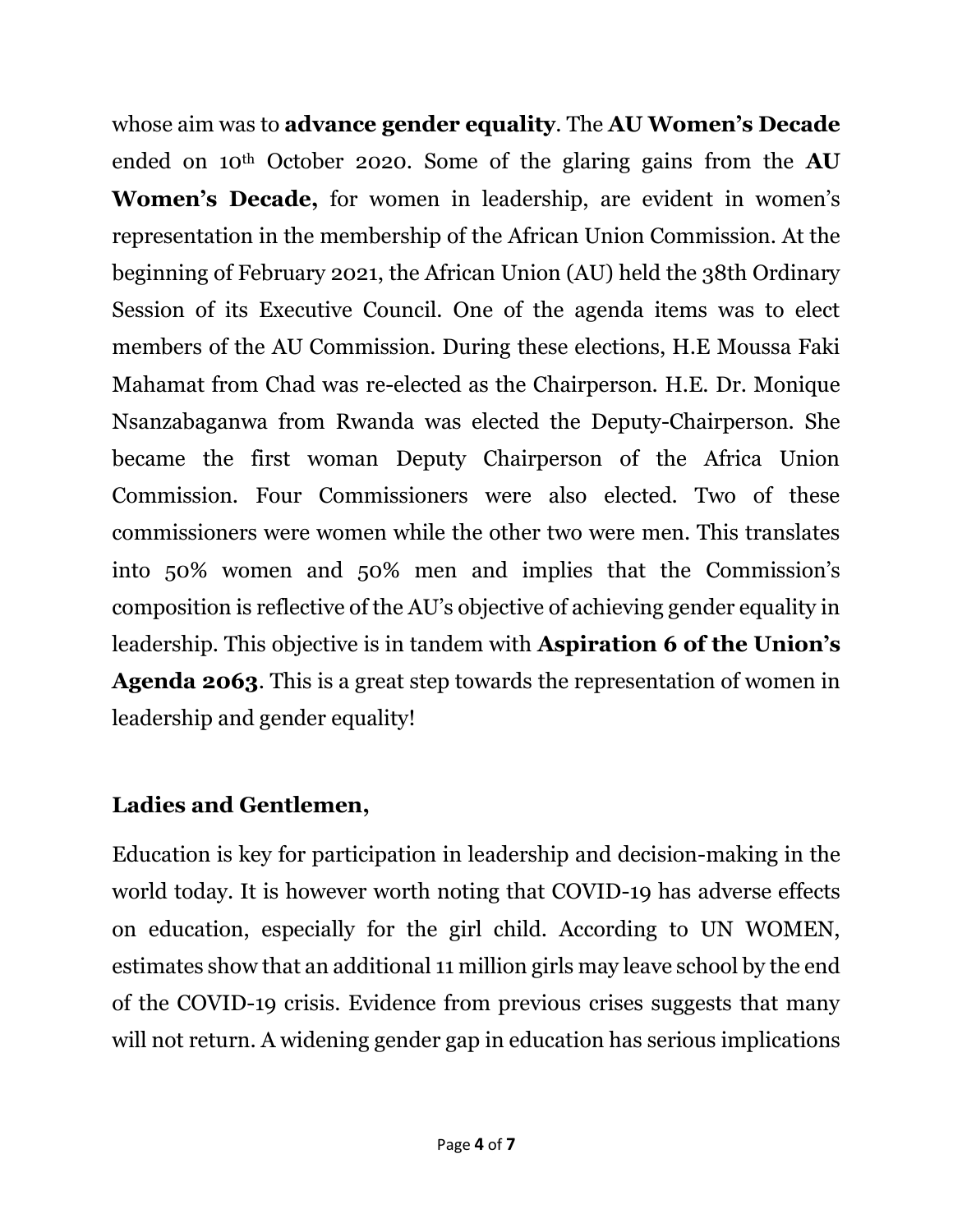whose aim was to **advance gender equality**. The **AU Women's Decade** ended on 10th October 2020. Some of the glaring gains from the **AU Women's Decade,** for women in leadership, are evident in women's representation in the membership of the African Union Commission. At the beginning of February 2021, the African Union (AU) held the 38th Ordinary Session of its Executive Council. One of the agenda items was to elect members of the AU Commission. During these elections, H.E Moussa Faki Mahamat from Chad was re-elected as the Chairperson. H.E. Dr. Monique Nsanzabaganwa from Rwanda was elected the Deputy-Chairperson. She became the first woman Deputy Chairperson of the Africa Union Commission. Four Commissioners were also elected. Two of these commissioners were women while the other two were men. This translates into 50% women and 50% men and implies that the Commission's composition is reflective of the AU's objective of achieving gender equality in leadership. This objective is in tandem with **Aspiration 6 of the Union's Agenda 2063**. This is a great step towards the representation of women in leadership and gender equality!

**Ladies and Gentlemen,**

Education is key for participation in leadership and decision-making in the world today. It is however worth noting that COVID-19 has adverse effects on education, especially for the girl child. According to UN WOMEN, estimates show that an additional 11 million girls may leave school by the end of the COVID-19 crisis. Evidence from previous crises suggests that many will not return. A widening gender gap in education has serious implications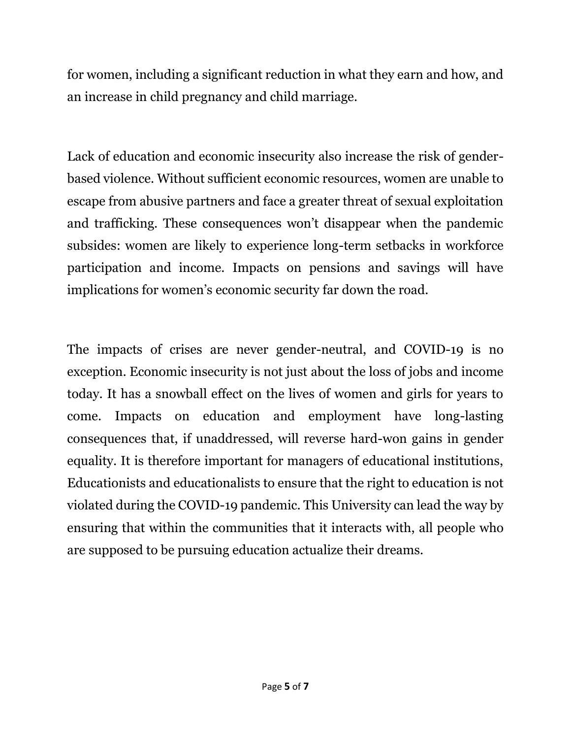for women, including a significant reduction in what they earn and how, and an increase in child pregnancy and child marriage.

Lack of education and economic insecurity also increase the risk of gender-based violence. Without sufficient economic resources, women are unable to escape from abusive partners and face a greater threat of sexual exploitation and trafficking. These consequences won't disappear when the pandemic subsides: women are likely to experience long-term setbacks in workforce participation and income. Impacts on pensions and savings will have implications for women's economic security far down the road.

The impacts of crises are never gender-neutral, and COVID-19 is no exception. Economic insecurity is not just about the loss of jobs and income today. It has a snowball effect on the lives of women and girls for years to come. Impacts on education and employment have long-lasting consequences that, if unaddressed, will reverse hard-won gains in gender equality. It is therefore important for managers of educational institutions, Educationists and educationalists to ensure that the right to education is not violated during the COVID-19 pandemic. This University can lead the way by ensuring that within the communities that it interacts with, all people who are supposed to be pursuing education actualize their dreams.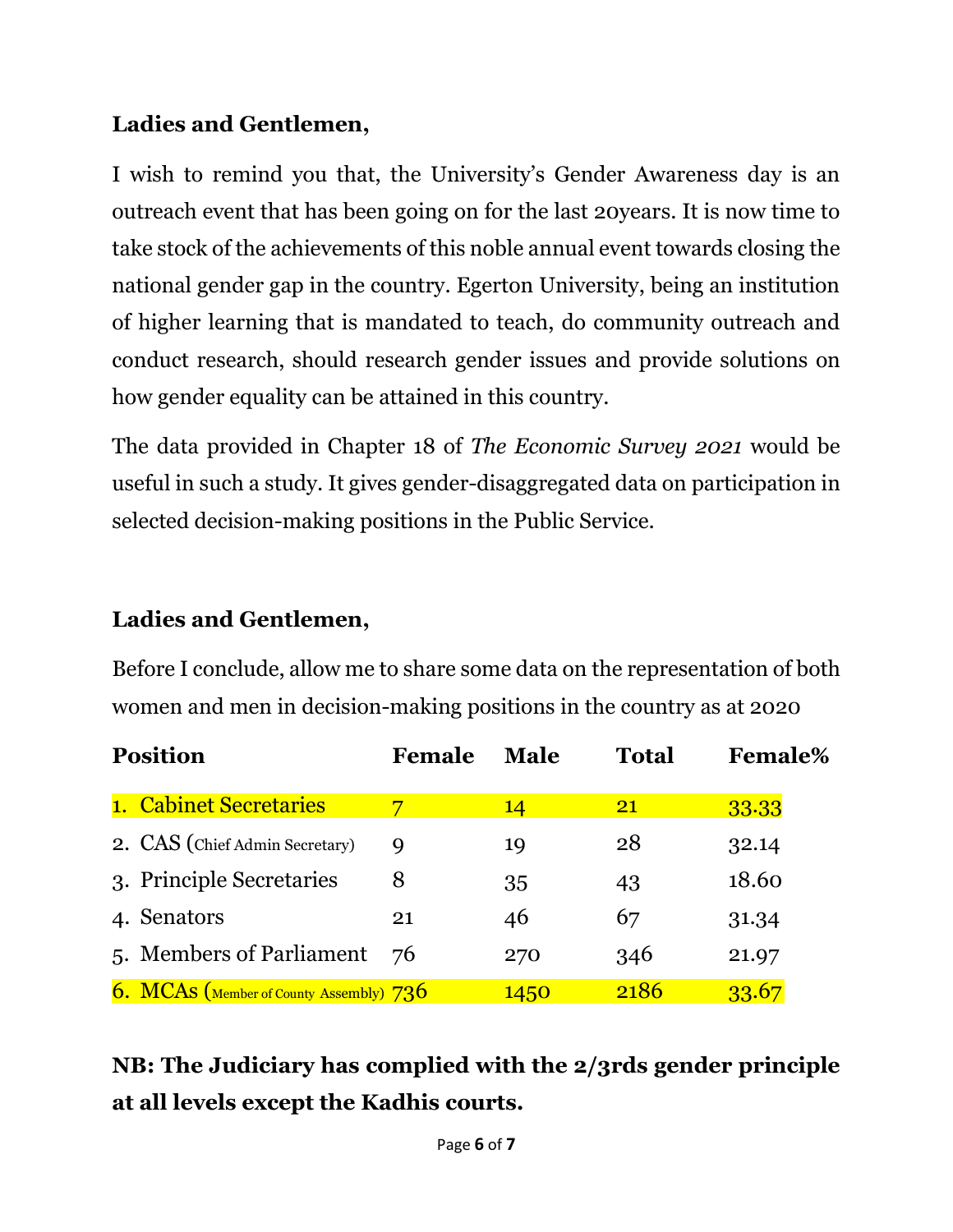**Ladies and Gentlemen,**

I wish to remind you that, the University's Gender Awareness day is an outreach event that has been going on for the last 20years. It is now time to take stock of the achievements of this noble annual event towards closing the national gender gap in the country. Egerton University, being an institution of higher learning that is mandated to teach, do community outreach and conduct research, should research gender issues and provide solutions on how gender equality can be attained in this country.

The data provided in Chapter 18 of *The Economic Survey 2021* would be useful in such a study. It gives gender-disaggregated data on participation in selected decision-making positions in the Public Service.

**Ladies and Gentlemen,**

Before I conclude, allow me to share some data on the representation of both women and men in decision-making positions in the country as at 2020

| Position | Female | Male | Total | Female% |
|---|---|---|---|---|
| 1. Cabinet Secretaries | 7 | 14 | 21 | 33.33 |
| 2. CAS (Chief Admin Secretary) | 9 | 19 | 28 | 32.14 |
| 3. Principle Secretaries | 8 | 35 | 43 | 18.60 |
| 4. Senators | 21 | 46 | 67 | 31.34 |
| 5. Members of Parliament | 76 | 270 | 346 | 21.97 |
| 6. MCAs (Member of County Assembly) | 736 | 1450 | 2186 | 33.67 |

**NB: The Judiciary has complied with the 2/3rds gender principle at all levels except the Kadhis courts.**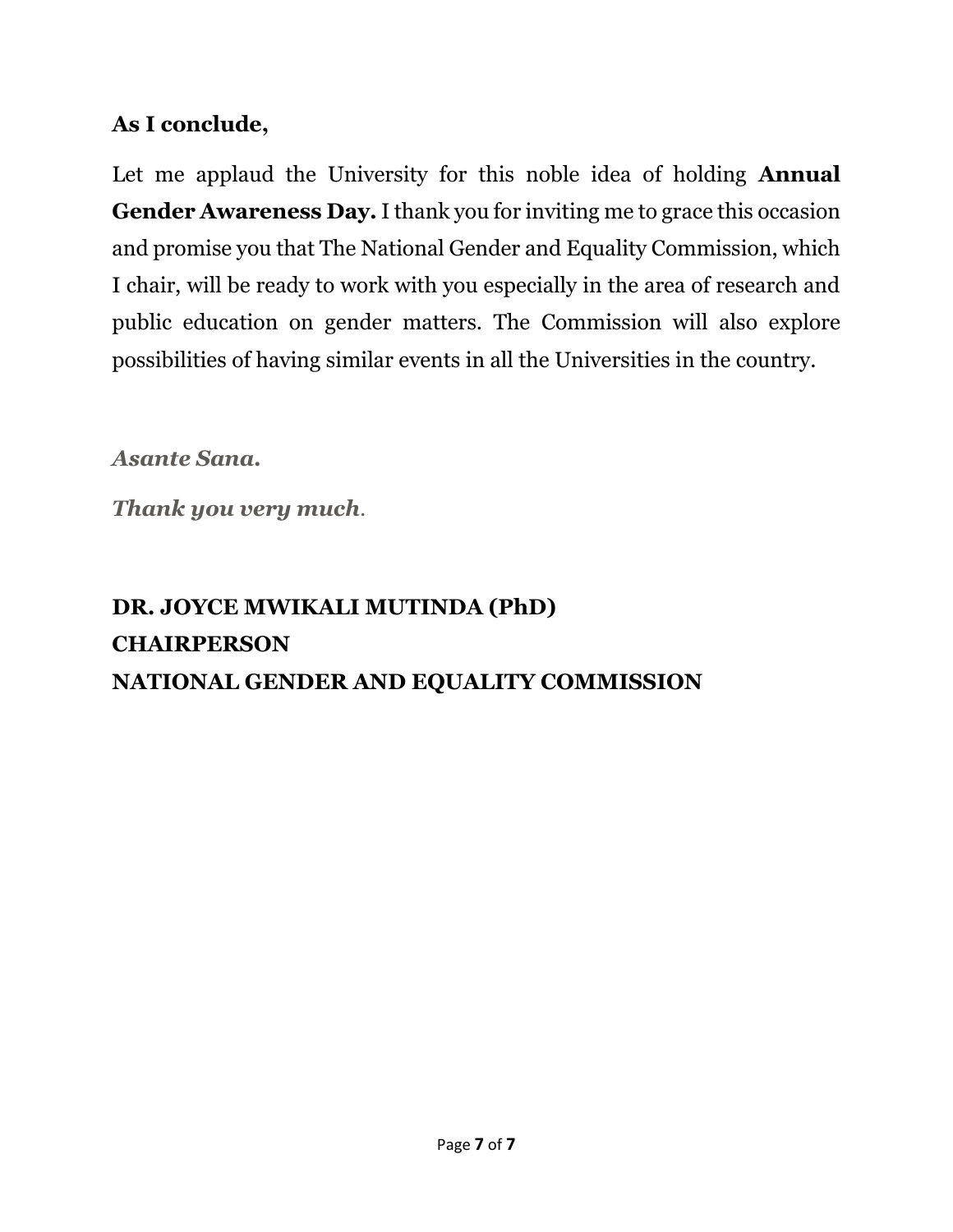**As I conclude,**

Let me applaud the University for this noble idea of holding **Annual Gender Awareness Day.** I thank you for inviting me to grace this occasion and promise you that The National Gender and Equality Commission, which I chair, will be ready to work with you especially in the area of research and public education on gender matters. The Commission will also explore possibilities of having similar events in all the Universities in the country.

***Asante Sana.***

***Thank you very much*.**

**DR. JOYCE MWIKALI MUTINDA (PhD)**
**CHAIRPERSON**
**NATIONAL GENDER AND EQUALITY COMMISSION**